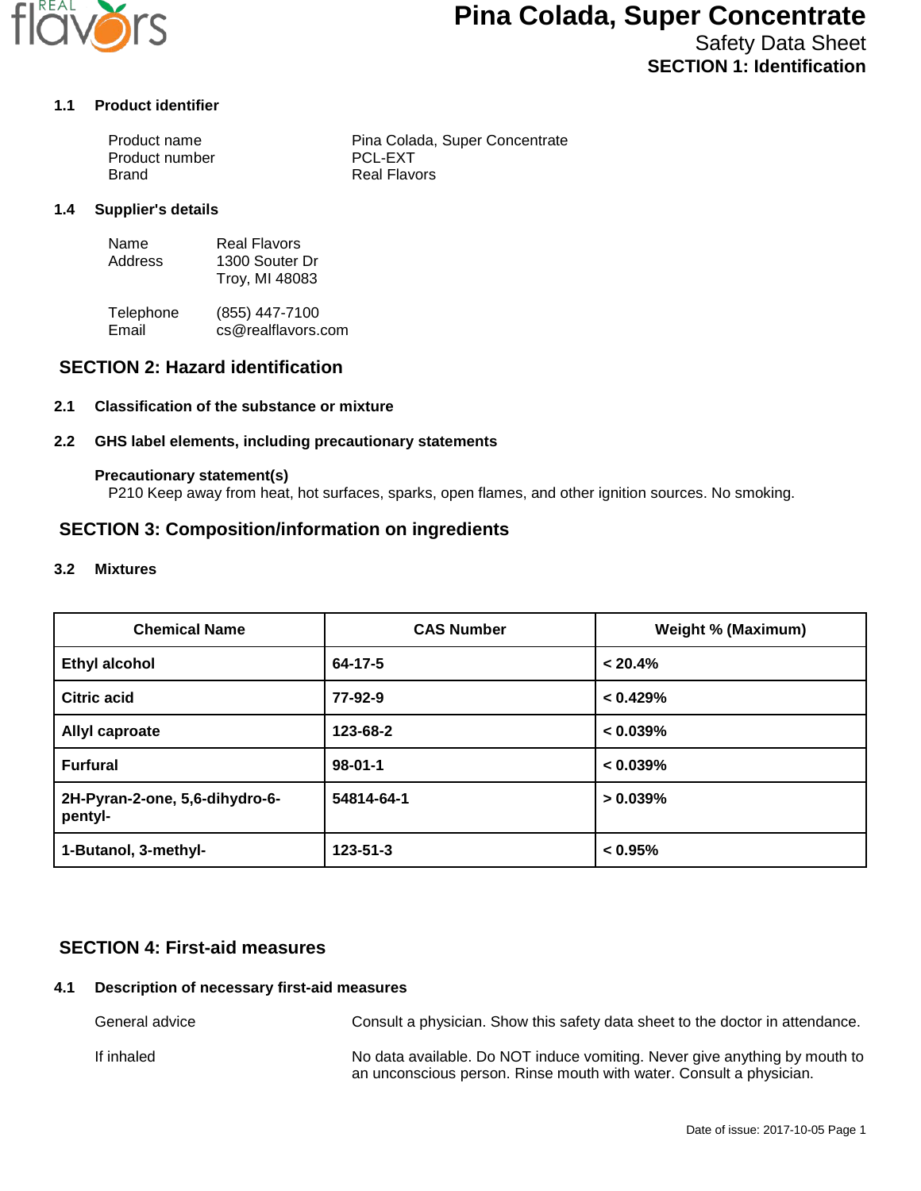# Pina Colada, Super Concentrate

Safety Data Sheet

## SECTION 1: Identification

### 1.1 Product identifier

| | |
|---|---|
| Product name | Pina Colada, Super Concentrate |
| Product number | PCL-EXT |
| Brand | Real Flavors |

### 1.4 Supplier's details

| | |
|---|---|
| Name | Real Flavors |
| Address | 1300 Souter Dr<br>Troy, MI 48083 |
| Telephone | (855) 447-7100 |
| Email | cs@realflavors.com |

## SECTION 2: Hazard identification

### 2.1 Classification of the substance or mixture

### 2.2 GHS label elements, including precautionary statements

**Precautionary statement(s)**

P210 Keep away from heat, hot surfaces, sparks, open flames, and other ignition sources. No smoking.

## SECTION 3: Composition/information on ingredients

### 3.2 Mixtures

| Chemical Name | CAS Number | Weight % (Maximum) |
|---|---|---|
| **Ethyl alcohol** | **64-17-5** | **< 20.4%** |
| **Citric acid** | **77-92-9** | **< 0.429%** |
| **Allyl caproate** | **123-68-2** | **< 0.039%** |
| **Furfural** | **98-01-1** | **< 0.039%** |
| **2H-Pyran-2-one, 5,6-dihydro-6-pentyl-** | **54814-64-1** | **> 0.039%** |
| **1-Butanol, 3-methyl-** | **123-51-3** | **< 0.95%** |

## SECTION 4: First-aid measures

### 4.1 Description of necessary first-aid measures

| | |
|---|---|
| General advice | Consult a physician. Show this safety data sheet to the doctor in attendance. |
| If inhaled | No data available. Do NOT induce vomiting. Never give anything by mouth to an unconscious person. Rinse mouth with water. Consult a physician. |

Date of issue: 2017-10-05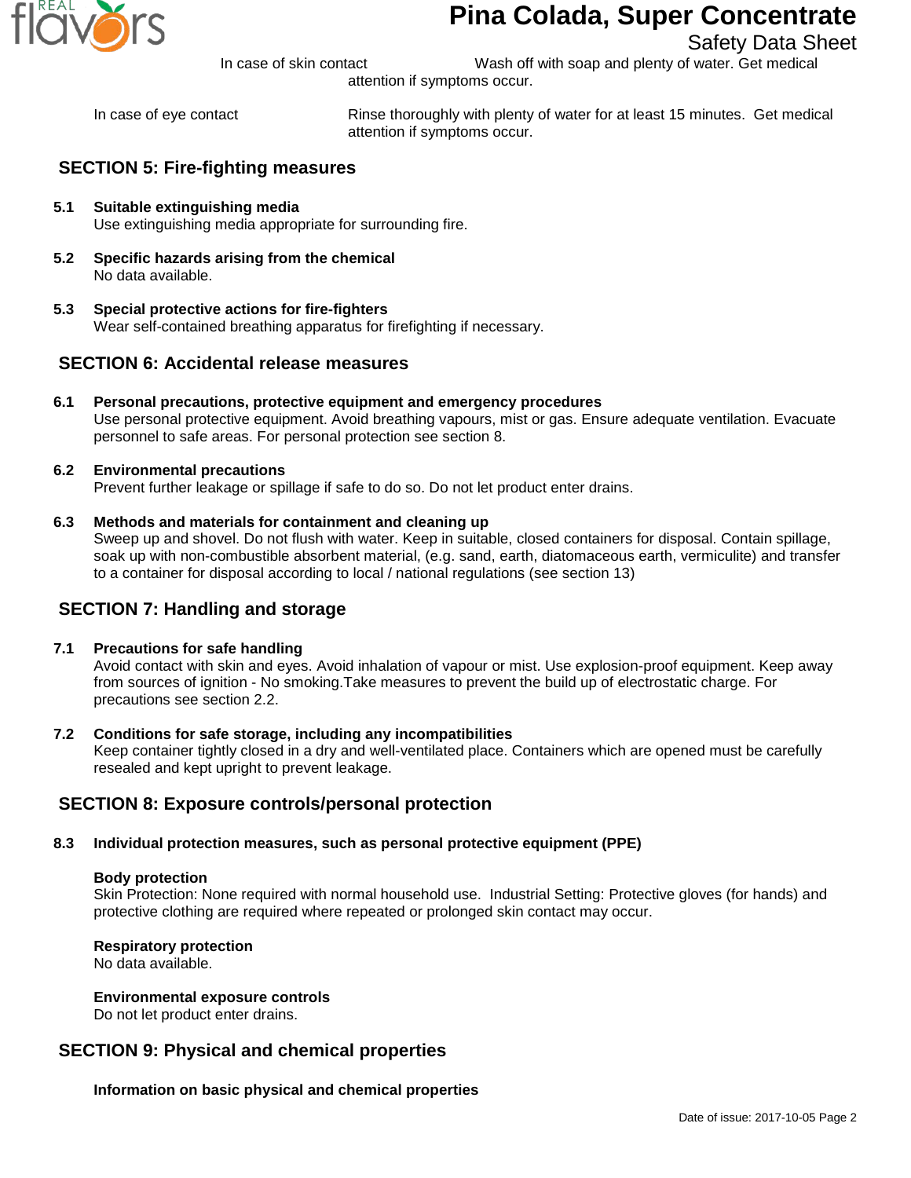In case of skin contact — Wash off with soap and plenty of water. Get medical attention if symptoms occur.

In case of eye contact — Rinse thoroughly with plenty of water for at least 15 minutes. Get medical attention if symptoms occur.

## SECTION 5: Fire-fighting measures

**5.1 Suitable extinguishing media**
Use extinguishing media appropriate for surrounding fire.

**5.2 Specific hazards arising from the chemical**
No data available.

**5.3 Special protective actions for fire-fighters**
Wear self-contained breathing apparatus for firefighting if necessary.

## SECTION 6: Accidental release measures

**6.1 Personal precautions, protective equipment and emergency procedures**
Use personal protective equipment. Avoid breathing vapours, mist or gas. Ensure adequate ventilation. Evacuate personnel to safe areas. For personal protection see section 8.

**6.2 Environmental precautions**
Prevent further leakage or spillage if safe to do so. Do not let product enter drains.

**6.3 Methods and materials for containment and cleaning up**
Sweep up and shovel. Do not flush with water. Keep in suitable, closed containers for disposal. Contain spillage, soak up with non-combustible absorbent material, (e.g. sand, earth, diatomaceous earth, vermiculite) and transfer to a container for disposal according to local / national regulations (see section 13)

## SECTION 7: Handling and storage

**7.1 Precautions for safe handling**
Avoid contact with skin and eyes. Avoid inhalation of vapour or mist. Use explosion-proof equipment. Keep away from sources of ignition - No smoking.Take measures to prevent the build up of electrostatic charge. For precautions see section 2.2.

**7.2 Conditions for safe storage, including any incompatibilities**
Keep container tightly closed in a dry and well-ventilated place. Containers which are opened must be carefully resealed and kept upright to prevent leakage.

## SECTION 8: Exposure controls/personal protection

**8.3 Individual protection measures, such as personal protective equipment (PPE)**

**Body protection**
Skin Protection: None required with normal household use. Industrial Setting: Protective gloves (for hands) and protective clothing are required where repeated or prolonged skin contact may occur.

**Respiratory protection**
No data available.

**Environmental exposure controls**
Do not let product enter drains.

## SECTION 9: Physical and chemical properties

**Information on basic physical and chemical properties**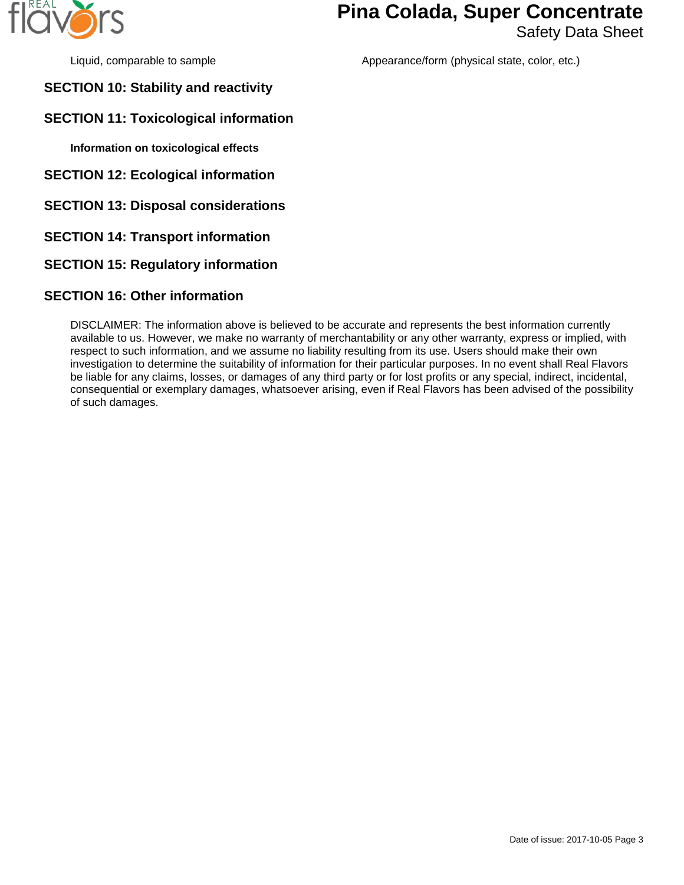| | |
|---|---|
| Liquid, comparable to sample | Appearance/form (physical state, color, etc.) |

## SECTION 10: Stability and reactivity

## SECTION 11: Toxicological information

**Information on toxicological effects**

## SECTION 12: Ecological information

## SECTION 13: Disposal considerations

## SECTION 14: Transport information

## SECTION 15: Regulatory information

## SECTION 16: Other information

DISCLAIMER: The information above is believed to be accurate and represents the best information currently available to us. However, we make no warranty of merchantability or any other warranty, express or implied, with respect to such information, and we assume no liability resulting from its use. Users should make their own investigation to determine the suitability of information for their particular purposes. In no event shall Real Flavors be liable for any claims, losses, or damages of any third party or for lost profits or any special, indirect, incidental, consequential or exemplary damages, whatsoever arising, even if Real Flavors has been advised of the possibility of such damages.